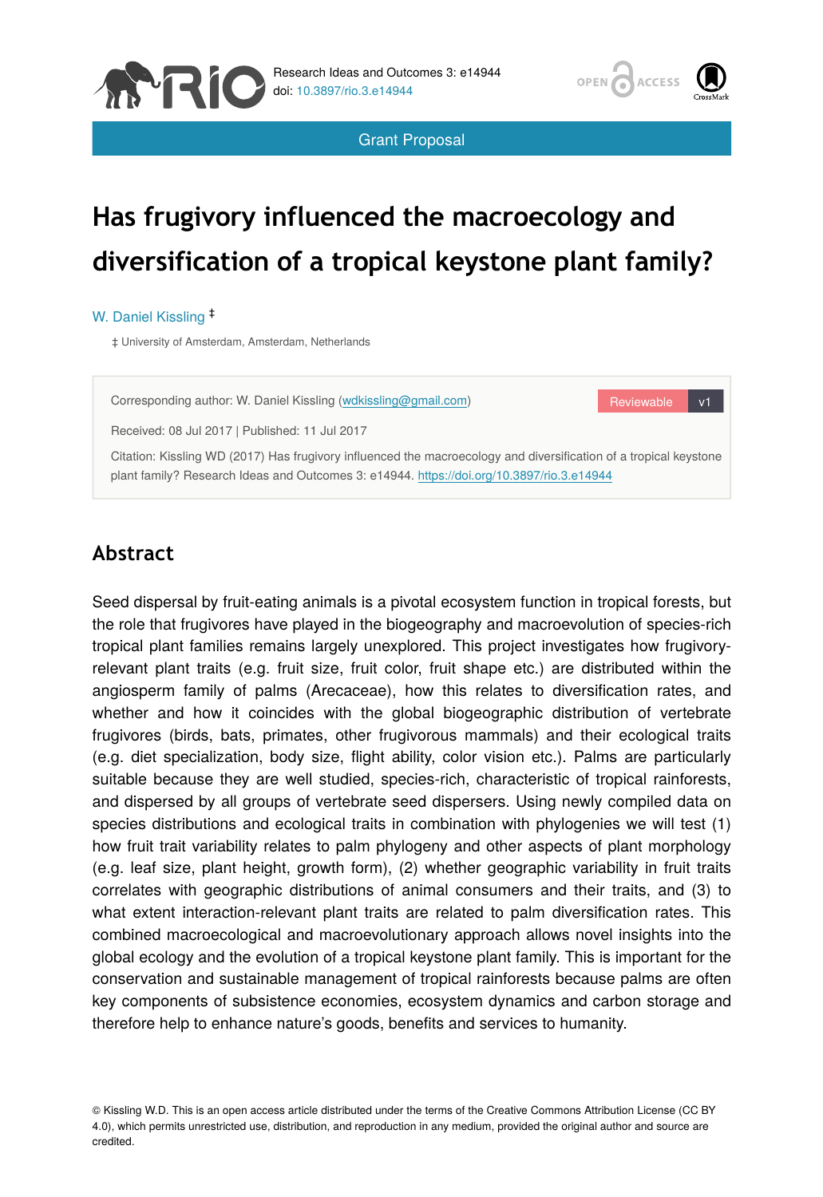Research Ideas and Outcomes 3: e14944
doi: 10.3897/rio.3.e14944

Grant Proposal

# Has frugivory influenced the macroecology and diversification of a tropical keystone plant family?

W. Daniel Kissling [‡]

‡ University of Amsterdam, Amsterdam, Netherlands

Corresponding author: W. Daniel Kissling (wdkissling@gmail.com)

Reviewable v1

Received: 08 Jul 2017 | Published: 11 Jul 2017

Citation: Kissling WD (2017) Has frugivory influenced the macroecology and diversification of a tropical keystone plant family? Research Ideas and Outcomes 3: e14944. https://doi.org/10.3897/rio.3.e14944

## Abstract

Seed dispersal by fruit-eating animals is a pivotal ecosystem function in tropical forests, but the role that frugivores have played in the biogeography and macroevolution of species-rich tropical plant families remains largely unexplored. This project investigates how frugivory-relevant plant traits (e.g. fruit size, fruit color, fruit shape etc.) are distributed within the angiosperm family of palms (Arecaceae), how this relates to diversification rates, and whether and how it coincides with the global biogeographic distribution of vertebrate frugivores (birds, bats, primates, other frugivorous mammals) and their ecological traits (e.g. diet specialization, body size, flight ability, color vision etc.). Palms are particularly suitable because they are well studied, species-rich, characteristic of tropical rainforests, and dispersed by all groups of vertebrate seed dispersers. Using newly compiled data on species distributions and ecological traits in combination with phylogenies we will test (1) how fruit trait variability relates to palm phylogeny and other aspects of plant morphology (e.g. leaf size, plant height, growth form), (2) whether geographic variability in fruit traits correlates with geographic distributions of animal consumers and their traits, and (3) to what extent interaction-relevant plant traits are related to palm diversification rates. This combined macroecological and macroevolutionary approach allows novel insights into the global ecology and the evolution of a tropical keystone plant family. This is important for the conservation and sustainable management of tropical rainforests because palms are often key components of subsistence economies, ecosystem dynamics and carbon storage and therefore help to enhance nature's goods, benefits and services to humanity.

© Kissling W.D. This is an open access article distributed under the terms of the Creative Commons Attribution License (CC BY 4.0), which permits unrestricted use, distribution, and reproduction in any medium, provided the original author and source are credited.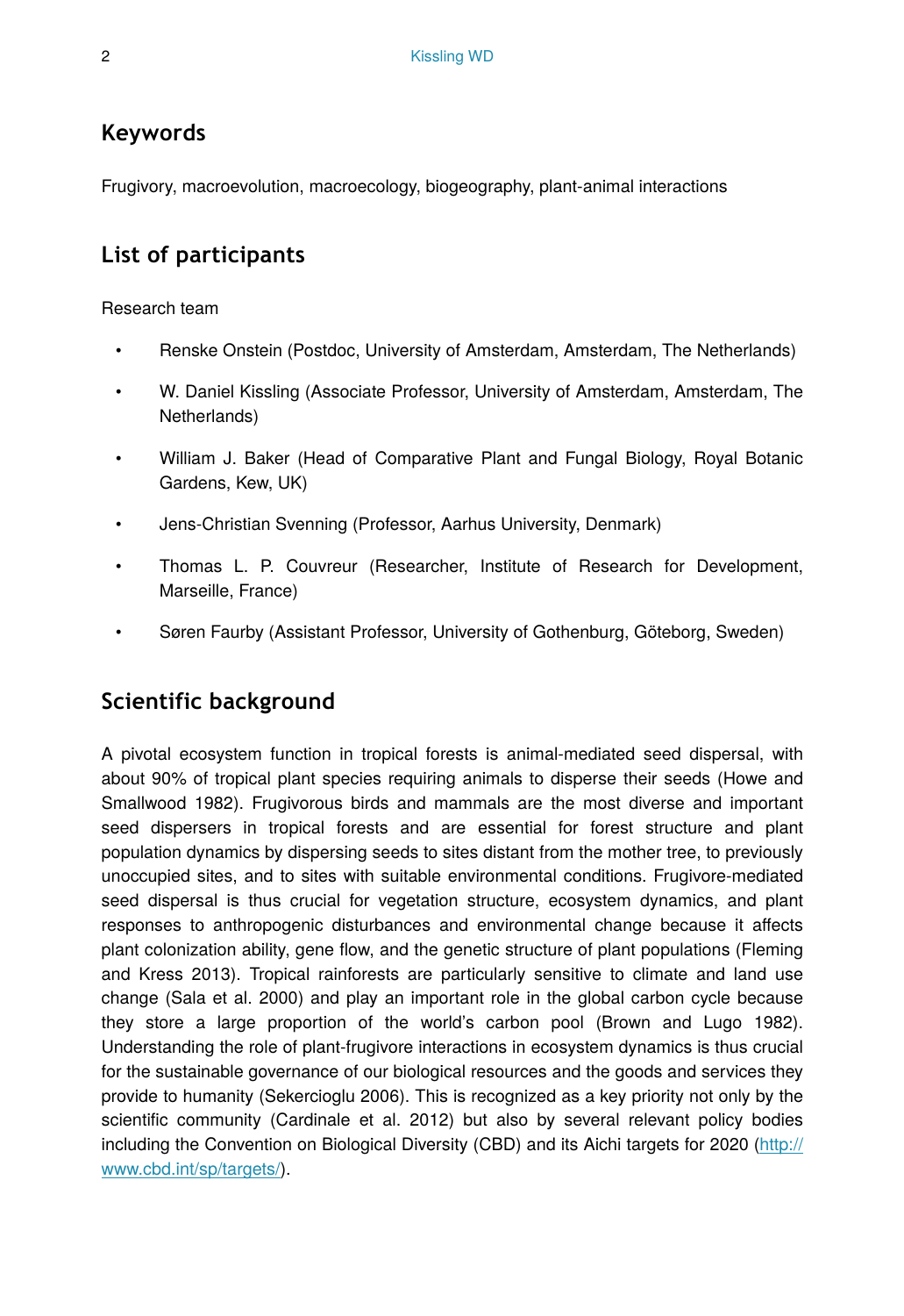## Keywords

Frugivory, macroevolution, macroecology, biogeography, plant-animal interactions

## List of participants

Research team

- Renske Onstein (Postdoc, University of Amsterdam, Amsterdam, The Netherlands)
- W. Daniel Kissling (Associate Professor, University of Amsterdam, Amsterdam, The Netherlands)
- William J. Baker (Head of Comparative Plant and Fungal Biology, Royal Botanic Gardens, Kew, UK)
- Jens-Christian Svenning (Professor, Aarhus University, Denmark)
- Thomas L. P. Couvreur (Researcher, Institute of Research for Development, Marseille, France)
- Søren Faurby (Assistant Professor, University of Gothenburg, Göteborg, Sweden)

## Scientific background

A pivotal ecosystem function in tropical forests is animal-mediated seed dispersal, with about 90% of tropical plant species requiring animals to disperse their seeds (Howe and Smallwood 1982). Frugivorous birds and mammals are the most diverse and important seed dispersers in tropical forests and are essential for forest structure and plant population dynamics by dispersing seeds to sites distant from the mother tree, to previously unoccupied sites, and to sites with suitable environmental conditions. Frugivore-mediated seed dispersal is thus crucial for vegetation structure, ecosystem dynamics, and plant responses to anthropogenic disturbances and environmental change because it affects plant colonization ability, gene flow, and the genetic structure of plant populations (Fleming and Kress 2013). Tropical rainforests are particularly sensitive to climate and land use change (Sala et al. 2000) and play an important role in the global carbon cycle because they store a large proportion of the world's carbon pool (Brown and Lugo 1982). Understanding the role of plant-frugivore interactions in ecosystem dynamics is thus crucial for the sustainable governance of our biological resources and the goods and services they provide to humanity (Sekercioglu 2006). This is recognized as a key priority not only by the scientific community (Cardinale et al. 2012) but also by several relevant policy bodies including the Convention on Biological Diversity (CBD) and its Aichi targets for 2020 (http://www.cbd.int/sp/targets/).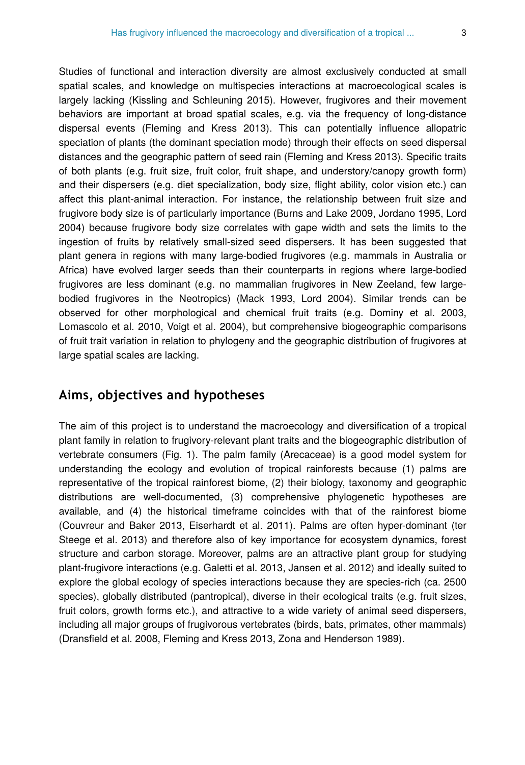Studies of functional and interaction diversity are almost exclusively conducted at small spatial scales, and knowledge on multispecies interactions at macroecological scales is largely lacking (Kissling and Schleuning 2015). However, frugivores and their movement behaviors are important at broad spatial scales, e.g. via the frequency of long-distance dispersal events (Fleming and Kress 2013). This can potentially influence allopatric speciation of plants (the dominant speciation mode) through their effects on seed dispersal distances and the geographic pattern of seed rain (Fleming and Kress 2013). Specific traits of both plants (e.g. fruit size, fruit color, fruit shape, and understory/canopy growth form) and their dispersers (e.g. diet specialization, body size, flight ability, color vision etc.) can affect this plant-animal interaction. For instance, the relationship between fruit size and frugivore body size is of particularly importance (Burns and Lake 2009, Jordano 1995, Lord 2004) because frugivore body size correlates with gape width and sets the limits to the ingestion of fruits by relatively small-sized seed dispersers. It has been suggested that plant genera in regions with many large-bodied frugivores (e.g. mammals in Australia or Africa) have evolved larger seeds than their counterparts in regions where large-bodied frugivores are less dominant (e.g. no mammalian frugivores in New Zeeland, few large-bodied frugivores in the Neotropics) (Mack 1993, Lord 2004). Similar trends can be observed for other morphological and chemical fruit traits (e.g. Dominy et al. 2003, Lomascolo et al. 2010, Voigt et al. 2004), but comprehensive biogeographic comparisons of fruit trait variation in relation to phylogeny and the geographic distribution of frugivores at large spatial scales are lacking.

## Aims, objectives and hypotheses

The aim of this project is to understand the macroecology and diversification of a tropical plant family in relation to frugivory-relevant plant traits and the biogeographic distribution of vertebrate consumers (Fig. 1). The palm family (Arecaceae) is a good model system for understanding the ecology and evolution of tropical rainforests because (1) palms are representative of the tropical rainforest biome, (2) their biology, taxonomy and geographic distributions are well-documented, (3) comprehensive phylogenetic hypotheses are available, and (4) the historical timeframe coincides with that of the rainforest biome (Couvreur and Baker 2013, Eiserhardt et al. 2011). Palms are often hyper-dominant (ter Steege et al. 2013) and therefore also of key importance for ecosystem dynamics, forest structure and carbon storage. Moreover, palms are an attractive plant group for studying plant-frugivore interactions (e.g. Galetti et al. 2013, Jansen et al. 2012) and ideally suited to explore the global ecology of species interactions because they are species-rich (ca. 2500 species), globally distributed (pantropical), diverse in their ecological traits (e.g. fruit sizes, fruit colors, growth forms etc.), and attractive to a wide variety of animal seed dispersers, including all major groups of frugivorous vertebrates (birds, bats, primates, other mammals) (Dransfield et al. 2008, Fleming and Kress 2013, Zona and Henderson 1989).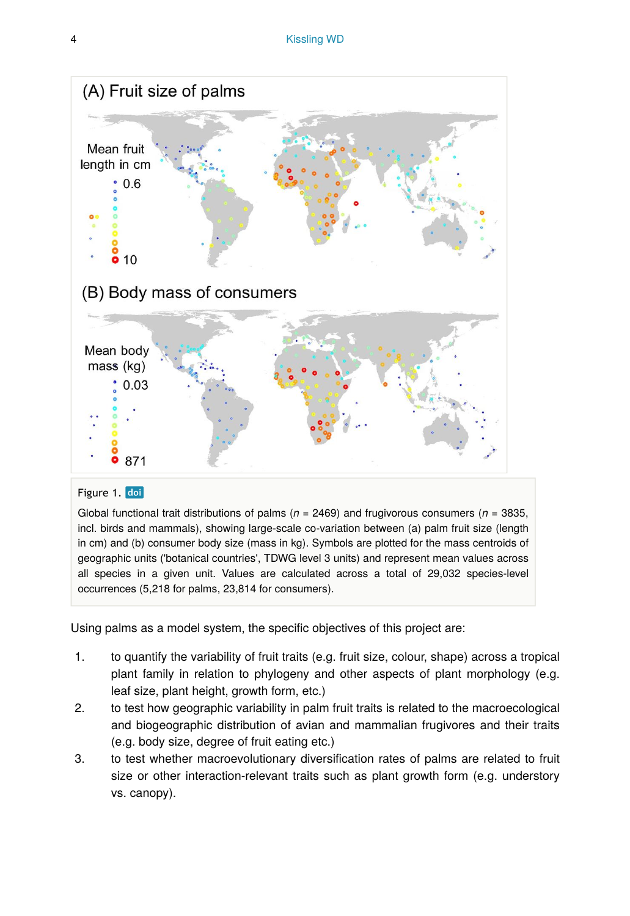(A) Fruit size of palms

Mean fruit length in cm

0.6

10

(B) Body mass of consumers

Mean body mass (kg)

0.03

871

Figure 1. doi

Global functional trait distributions of palms ($n$ = 2469) and frugivorous consumers ($n$ = 3835, incl. birds and mammals), showing large-scale co-variation between (a) palm fruit size (length in cm) and (b) consumer body size (mass in kg). Symbols are plotted for the mass centroids of geographic units ('botanical countries', TDWG level 3 units) and represent mean values across all species in a given unit. Values are calculated across a total of 29,032 species-level occurrences (5,218 for palms, 23,814 for consumers).

Using palms as a model system, the specific objectives of this project are:

1. to quantify the variability of fruit traits (e.g. fruit size, colour, shape) across a tropical plant family in relation to phylogeny and other aspects of plant morphology (e.g. leaf size, plant height, growth form, etc.)
2. to test how geographic variability in palm fruit traits is related to the macroecological and biogeographic distribution of avian and mammalian frugivores and their traits (e.g. body size, degree of fruit eating etc.)
3. to test whether macroevolutionary diversification rates of palms are related to fruit size or other interaction-relevant traits such as plant growth form (e.g. understory vs. canopy).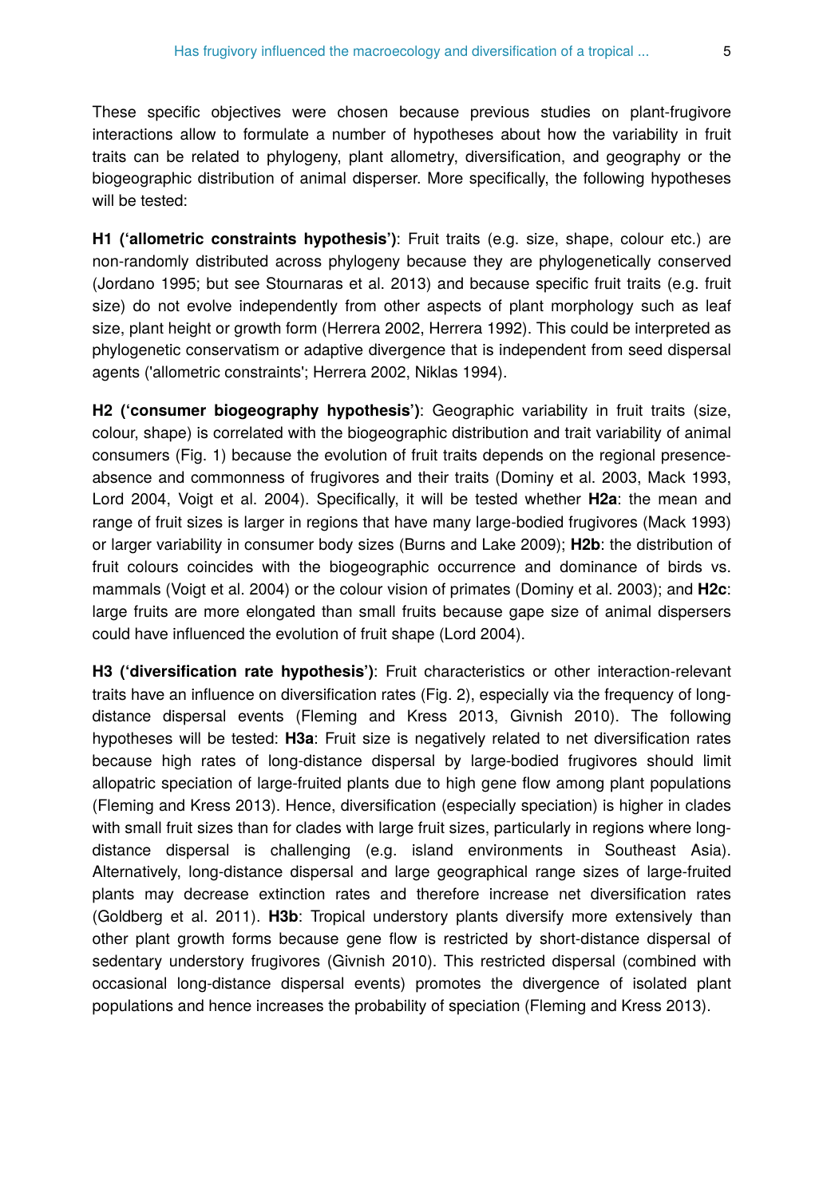These specific objectives were chosen because previous studies on plant-frugivore interactions allow to formulate a number of hypotheses about how the variability in fruit traits can be related to phylogeny, plant allometry, diversification, and geography or the biogeographic distribution of animal disperser. More specifically, the following hypotheses will be tested:

**H1 ('allometric constraints hypothesis')**: Fruit traits (e.g. size, shape, colour etc.) are non-randomly distributed across phylogeny because they are phylogenetically conserved (Jordano 1995; but see Stournaras et al. 2013) and because specific fruit traits (e.g. fruit size) do not evolve independently from other aspects of plant morphology such as leaf size, plant height or growth form (Herrera 2002, Herrera 1992). This could be interpreted as phylogenetic conservatism or adaptive divergence that is independent from seed dispersal agents ('allometric constraints'; Herrera 2002, Niklas 1994).

**H2 ('consumer biogeography hypothesis')**: Geographic variability in fruit traits (size, colour, shape) is correlated with the biogeographic distribution and trait variability of animal consumers (Fig. 1) because the evolution of fruit traits depends on the regional presence-absence and commonness of frugivores and their traits (Dominy et al. 2003, Mack 1993, Lord 2004, Voigt et al. 2004). Specifically, it will be tested whether **H2a**: the mean and range of fruit sizes is larger in regions that have many large-bodied frugivores (Mack 1993) or larger variability in consumer body sizes (Burns and Lake 2009); **H2b**: the distribution of fruit colours coincides with the biogeographic occurrence and dominance of birds vs. mammals (Voigt et al. 2004) or the colour vision of primates (Dominy et al. 2003); and **H2c**: large fruits are more elongated than small fruits because gape size of animal dispersers could have influenced the evolution of fruit shape (Lord 2004).

**H3 ('diversification rate hypothesis')**: Fruit characteristics or other interaction-relevant traits have an influence on diversification rates (Fig. 2), especially via the frequency of long-distance dispersal events (Fleming and Kress 2013, Givnish 2010). The following hypotheses will be tested: **H3a**: Fruit size is negatively related to net diversification rates because high rates of long-distance dispersal by large-bodied frugivores should limit allopatric speciation of large-fruited plants due to high gene flow among plant populations (Fleming and Kress 2013). Hence, diversification (especially speciation) is higher in clades with small fruit sizes than for clades with large fruit sizes, particularly in regions where long-distance dispersal is challenging (e.g. island environments in Southeast Asia). Alternatively, long-distance dispersal and large geographical range sizes of large-fruited plants may decrease extinction rates and therefore increase net diversification rates (Goldberg et al. 2011). **H3b**: Tropical understory plants diversify more extensively than other plant growth forms because gene flow is restricted by short-distance dispersal of sedentary understory frugivores (Givnish 2010). This restricted dispersal (combined with occasional long-distance dispersal events) promotes the divergence of isolated plant populations and hence increases the probability of speciation (Fleming and Kress 2013).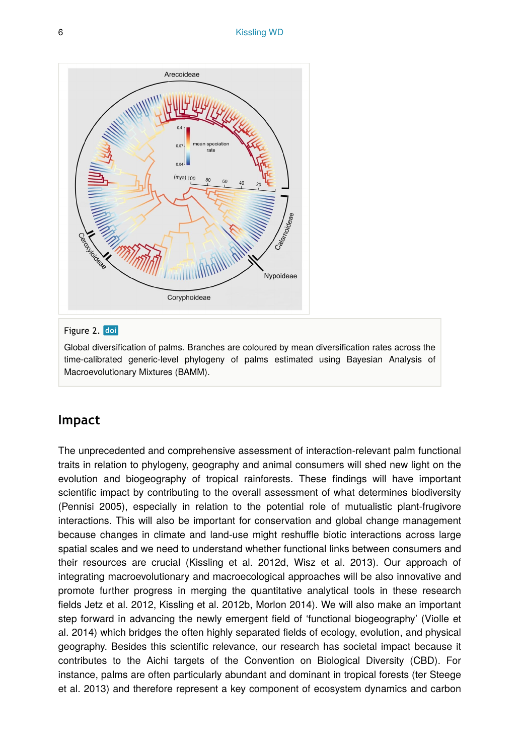Arecoideae

0.4

0.07

0.04

mean speciation rate

(mya) 100 80 60 40 20

Calamoideae

Nypoideae

Coryphoideae

Ceroxyloideae

Figure 2. doi

Global diversification of palms. Branches are coloured by mean diversification rates across the time-calibrated generic-level phylogeny of palms estimated using Bayesian Analysis of Macroevolutionary Mixtures (BAMM).

## Impact

The unprecedented and comprehensive assessment of interaction-relevant palm functional traits in relation to phylogeny, geography and animal consumers will shed new light on the evolution and biogeography of tropical rainforests. These findings will have important scientific impact by contributing to the overall assessment of what determines biodiversity (Pennisi 2005), especially in relation to the potential role of mutualistic plant-frugivore interactions. This will also be important for conservation and global change management because changes in climate and land-use might reshuffle biotic interactions across large spatial scales and we need to understand whether functional links between consumers and their resources are crucial (Kissling et al. 2012d, Wisz et al. 2013). Our approach of integrating macroevolutionary and macroecological approaches will be also innovative and promote further progress in merging the quantitative analytical tools in these research fields Jetz et al. 2012, Kissling et al. 2012b, Morlon 2014). We will also make an important step forward in advancing the newly emergent field of 'functional biogeography' (Violle et al. 2014) which bridges the often highly separated fields of ecology, evolution, and physical geography. Besides this scientific relevance, our research has societal impact because it contributes to the Aichi targets of the Convention on Biological Diversity (CBD). For instance, palms are often particularly abundant and dominant in tropical forests (ter Steege et al. 2013) and therefore represent a key component of ecosystem dynamics and carbon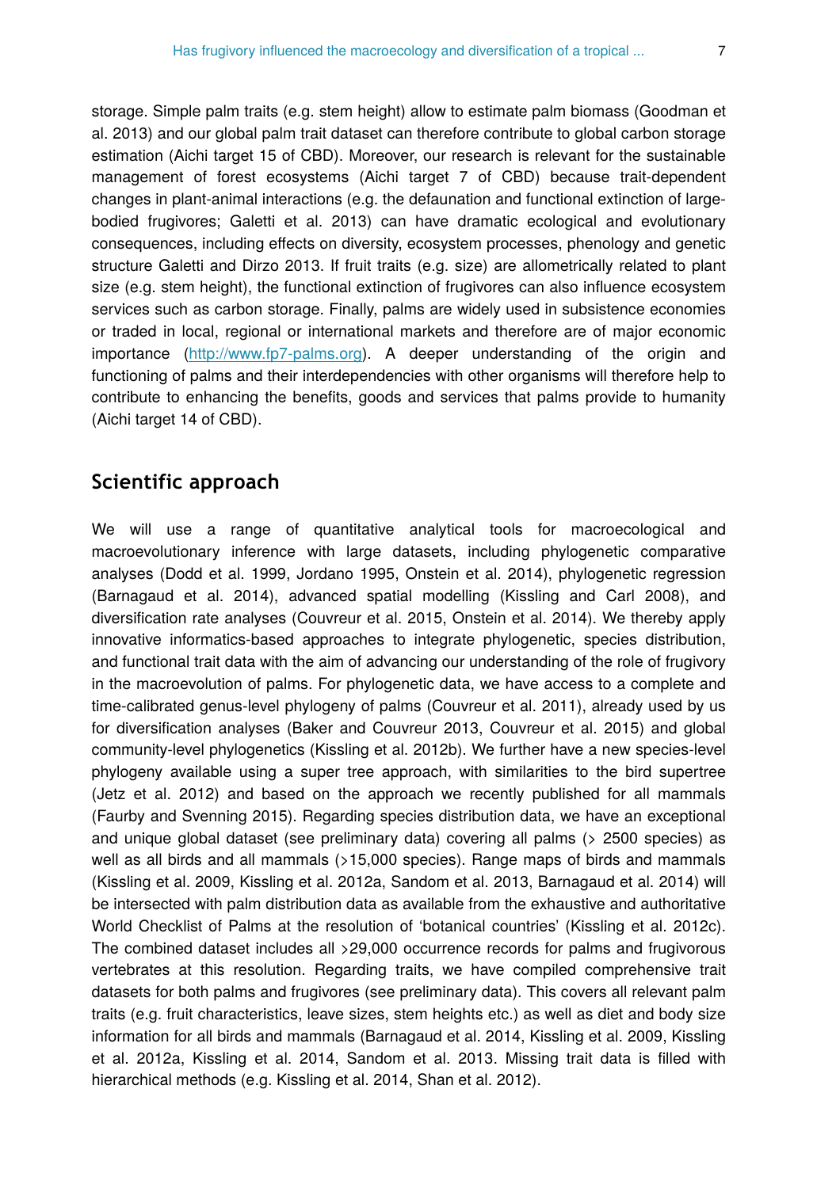storage. Simple palm traits (e.g. stem height) allow to estimate palm biomass (Goodman et al. 2013) and our global palm trait dataset can therefore contribute to global carbon storage estimation (Aichi target 15 of CBD). Moreover, our research is relevant for the sustainable management of forest ecosystems (Aichi target 7 of CBD) because trait-dependent changes in plant-animal interactions (e.g. the defaunation and functional extinction of large-bodied frugivores; Galetti et al. 2013) can have dramatic ecological and evolutionary consequences, including effects on diversity, ecosystem processes, phenology and genetic structure Galetti and Dirzo 2013. If fruit traits (e.g. size) are allometrically related to plant size (e.g. stem height), the functional extinction of frugivores can also influence ecosystem services such as carbon storage. Finally, palms are widely used in subsistence economies or traded in local, regional or international markets and therefore are of major economic importance (http://www.fp7-palms.org). A deeper understanding of the origin and functioning of palms and their interdependencies with other organisms will therefore help to contribute to enhancing the benefits, goods and services that palms provide to humanity (Aichi target 14 of CBD).

## Scientific approach

We will use a range of quantitative analytical tools for macroecological and macroevolutionary inference with large datasets, including phylogenetic comparative analyses (Dodd et al. 1999, Jordano 1995, Onstein et al. 2014), phylogenetic regression (Barnagaud et al. 2014), advanced spatial modelling (Kissling and Carl 2008), and diversification rate analyses (Couvreur et al. 2015, Onstein et al. 2014). We thereby apply innovative informatics-based approaches to integrate phylogenetic, species distribution, and functional trait data with the aim of advancing our understanding of the role of frugivory in the macroevolution of palms. For phylogenetic data, we have access to a complete and time-calibrated genus-level phylogeny of palms (Couvreur et al. 2011), already used by us for diversification analyses (Baker and Couvreur 2013, Couvreur et al. 2015) and global community-level phylogenetics (Kissling et al. 2012b). We further have a new species-level phylogeny available using a super tree approach, with similarities to the bird supertree (Jetz et al. 2012) and based on the approach we recently published for all mammals (Faurby and Svenning 2015). Regarding species distribution data, we have an exceptional and unique global dataset (see preliminary data) covering all palms (> 2500 species) as well as all birds and all mammals (>15,000 species). Range maps of birds and mammals (Kissling et al. 2009, Kissling et al. 2012a, Sandom et al. 2013, Barnagaud et al. 2014) will be intersected with palm distribution data as available from the exhaustive and authoritative World Checklist of Palms at the resolution of 'botanical countries' (Kissling et al. 2012c). The combined dataset includes all >29,000 occurrence records for palms and frugivorous vertebrates at this resolution. Regarding traits, we have compiled comprehensive trait datasets for both palms and frugivores (see preliminary data). This covers all relevant palm traits (e.g. fruit characteristics, leave sizes, stem heights etc.) as well as diet and body size information for all birds and mammals (Barnagaud et al. 2014, Kissling et al. 2009, Kissling et al. 2012a, Kissling et al. 2014, Sandom et al. 2013. Missing trait data is filled with hierarchical methods (e.g. Kissling et al. 2014, Shan et al. 2012).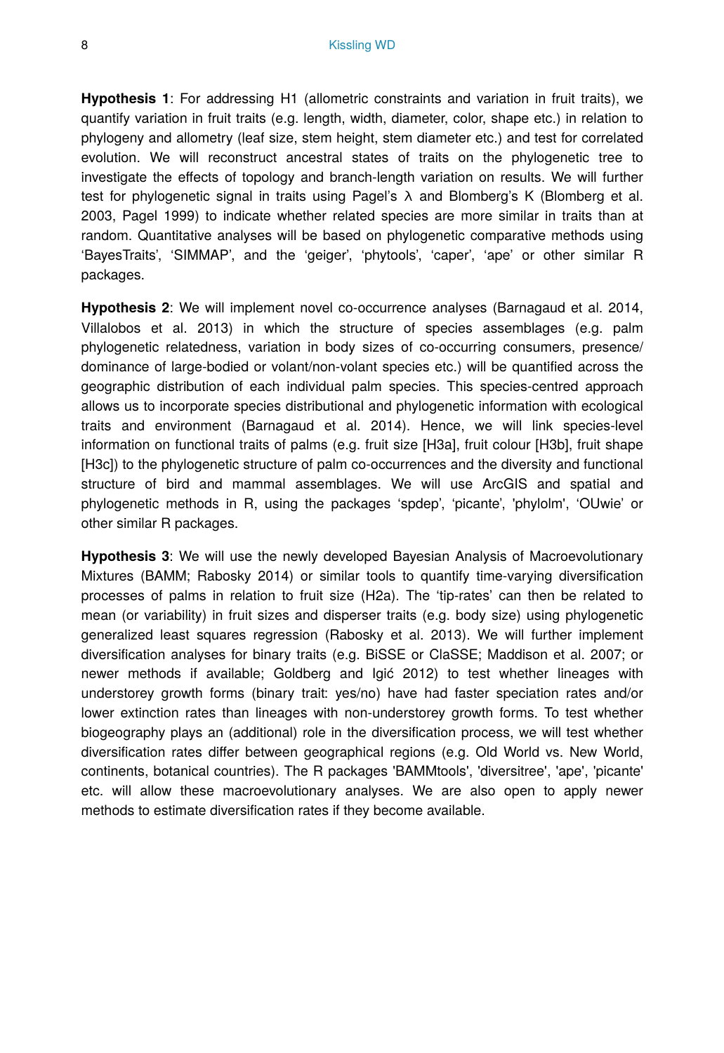**Hypothesis 1**: For addressing H1 (allometric constraints and variation in fruit traits), we quantify variation in fruit traits (e.g. length, width, diameter, color, shape etc.) in relation to phylogeny and allometry (leaf size, stem height, stem diameter etc.) and test for correlated evolution. We will reconstruct ancestral states of traits on the phylogenetic tree to investigate the effects of topology and branch-length variation on results. We will further test for phylogenetic signal in traits using Pagel's $\lambda$ and Blomberg's K (Blomberg et al. 2003, Pagel 1999) to indicate whether related species are more similar in traits than at random. Quantitative analyses will be based on phylogenetic comparative methods using 'BayesTraits', 'SIMMAP', and the 'geiger', 'phytools', 'caper', 'ape' or other similar R packages.

**Hypothesis 2**: We will implement novel co-occurrence analyses (Barnagaud et al. 2014, Villalobos et al. 2013) in which the structure of species assemblages (e.g. palm phylogenetic relatedness, variation in body sizes of co-occurring consumers, presence/dominance of large-bodied or volant/non-volant species etc.) will be quantified across the geographic distribution of each individual palm species. This species-centred approach allows us to incorporate species distributional and phylogenetic information with ecological traits and environment (Barnagaud et al. 2014). Hence, we will link species-level information on functional traits of palms (e.g. fruit size [H3a], fruit colour [H3b], fruit shape [H3c]) to the phylogenetic structure of palm co-occurrences and the diversity and functional structure of bird and mammal assemblages. We will use ArcGIS and spatial and phylogenetic methods in R, using the packages 'spdep', 'picante', 'phylolm', 'OUwie' or other similar R packages.

**Hypothesis 3**: We will use the newly developed Bayesian Analysis of Macroevolutionary Mixtures (BAMM; Rabosky 2014) or similar tools to quantify time-varying diversification processes of palms in relation to fruit size (H2a). The 'tip-rates' can then be related to mean (or variability) in fruit sizes and disperser traits (e.g. body size) using phylogenetic generalized least squares regression (Rabosky et al. 2013). We will further implement diversification analyses for binary traits (e.g. BiSSE or ClaSSE; Maddison et al. 2007; or newer methods if available; Goldberg and Igić 2012) to test whether lineages with understorey growth forms (binary trait: yes/no) have had faster speciation rates and/or lower extinction rates than lineages with non-understorey growth forms. To test whether biogeography plays an (additional) role in the diversification process, we will test whether diversification rates differ between geographical regions (e.g. Old World vs. New World, continents, botanical countries). The R packages 'BAMMtools', 'diversitree', 'ape', 'picante' etc. will allow these macroevolutionary analyses. We are also open to apply newer methods to estimate diversification rates if they become available.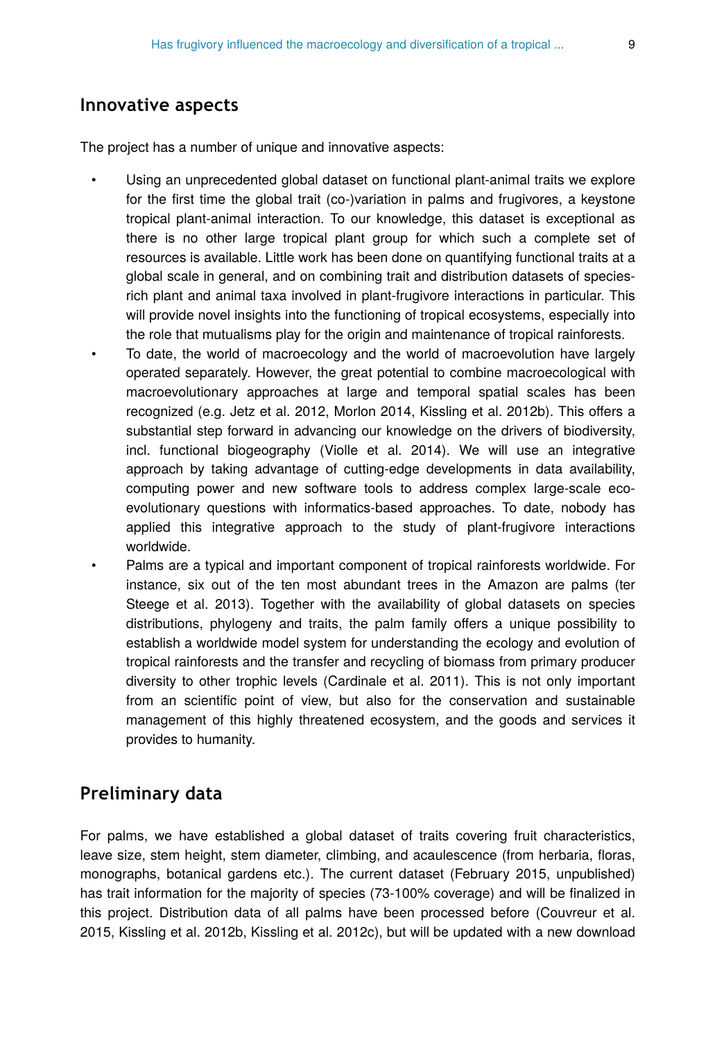## Innovative aspects

The project has a number of unique and innovative aspects:

- Using an unprecedented global dataset on functional plant-animal traits we explore for the first time the global trait (co-)variation in palms and frugivores, a keystone tropical plant-animal interaction. To our knowledge, this dataset is exceptional as there is no other large tropical plant group for which such a complete set of resources is available. Little work has been done on quantifying functional traits at a global scale in general, and on combining trait and distribution datasets of species-rich plant and animal taxa involved in plant-frugivore interactions in particular. This will provide novel insights into the functioning of tropical ecosystems, especially into the role that mutualisms play for the origin and maintenance of tropical rainforests.
- To date, the world of macroecology and the world of macroevolution have largely operated separately. However, the great potential to combine macroecological with macroevolutionary approaches at large and temporal spatial scales has been recognized (e.g. Jetz et al. 2012, Morlon 2014, Kissling et al. 2012b). This offers a substantial step forward in advancing our knowledge on the drivers of biodiversity, incl. functional biogeography (Violle et al. 2014). We will use an integrative approach by taking advantage of cutting-edge developments in data availability, computing power and new software tools to address complex large-scale eco-evolutionary questions with informatics-based approaches. To date, nobody has applied this integrative approach to the study of plant-frugivore interactions worldwide.
- Palms are a typical and important component of tropical rainforests worldwide. For instance, six out of the ten most abundant trees in the Amazon are palms (ter Steege et al. 2013). Together with the availability of global datasets on species distributions, phylogeny and traits, the palm family offers a unique possibility to establish a worldwide model system for understanding the ecology and evolution of tropical rainforests and the transfer and recycling of biomass from primary producer diversity to other trophic levels (Cardinale et al. 2011). This is not only important from an scientific point of view, but also for the conservation and sustainable management of this highly threatened ecosystem, and the goods and services it provides to humanity.

## Preliminary data

For palms, we have established a global dataset of traits covering fruit characteristics, leave size, stem height, stem diameter, climbing, and acaulescence (from herbaria, floras, monographs, botanical gardens etc.). The current dataset (February 2015, unpublished) has trait information for the majority of species (73-100% coverage) and will be finalized in this project. Distribution data of all palms have been processed before (Couvreur et al. 2015, Kissling et al. 2012b, Kissling et al. 2012c), but will be updated with a new download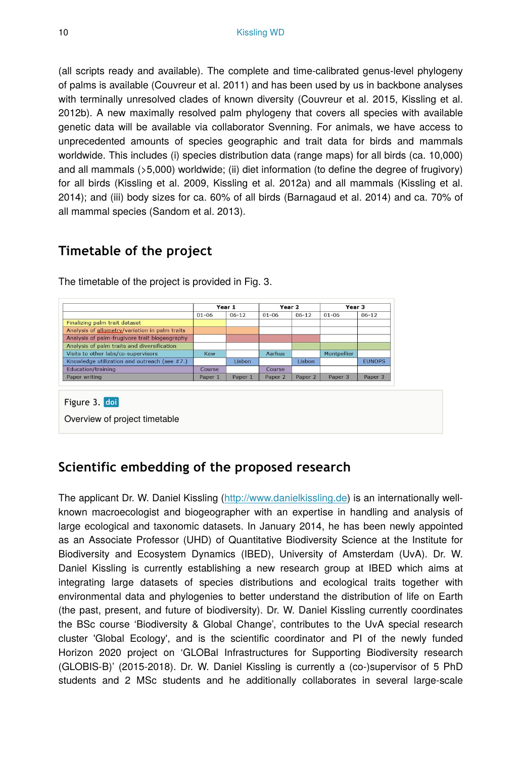(all scripts ready and available). The complete and time-calibrated genus-level phylogeny of palms is available (Couvreur et al. 2011) and has been used by us in backbone analyses with terminally unresolved clades of known diversity (Couvreur et al. 2015, Kissling et al. 2012b). A new maximally resolved palm phylogeny that covers all species with available genetic data will be available via collaborator Svenning. For animals, we have access to unprecedented amounts of species geographic and trait data for birds and mammals worldwide. This includes (i) species distribution data (range maps) for all birds (ca. 10,000) and all mammals (>5,000) worldwide; (ii) diet information (to define the degree of frugivory) for all birds (Kissling et al. 2009, Kissling et al. 2012a) and all mammals (Kissling et al. 2014); and (iii) body sizes for ca. 60% of all birds (Barnagaud et al. 2014) and ca. 70% of all mammal species (Sandom et al. 2013).

## Timetable of the project

The timetable of the project is provided in Fig. 3.

| | Year 1 | | Year 2 | | Year 3 | |
|---|---|---|---|---|---|---|
| | 01-06 | 06-12 | 01-06 | 06-12 | 01-06 | 06-12 |
| Finalizing palm trait dataset | | | | | | |
| Analysis of allometry/variation in palm traits | | | | | | |
| Analysis of palm-frugivore trait biogeography | | | | | | |
| Analysis of palm traits and diversification | | | | | | |
| Visits to other labs/co-supervisors | Kew | | Aarhus | | Montpellier | |
| Knowledge utilization and outreach (see #7.) | | Lisbon | | Lisbon | | EUNOPS |
| Education/training | Course | | Course | | | |
| Paper writing | Paper 1 | Paper 1 | Paper 2 | Paper 2 | Paper 3 | Paper 3 |

Figure 3. doi

Overview of project timetable

## Scientific embedding of the proposed research

The applicant Dr. W. Daniel Kissling (http://www.danielkissling.de) is an internationally well-known macroecologist and biogeographer with an expertise in handling and analysis of large ecological and taxonomic datasets. In January 2014, he has been newly appointed as an Associate Professor (UHD) of Quantitative Biodiversity Science at the Institute for Biodiversity and Ecosystem Dynamics (IBED), University of Amsterdam (UvA). Dr. W. Daniel Kissling is currently establishing a new research group at IBED which aims at integrating large datasets of species distributions and ecological traits together with environmental data and phylogenies to better understand the distribution of life on Earth (the past, present, and future of biodiversity). Dr. W. Daniel Kissling currently coordinates the BSc course 'Biodiversity & Global Change', contributes to the UvA special research cluster 'Global Ecology', and is the scientific coordinator and PI of the newly funded Horizon 2020 project on 'GLOBal Infrastructures for Supporting Biodiversity research (GLOBIS-B)' (2015-2018). Dr. W. Daniel Kissling is currently a (co-)supervisor of 5 PhD students and 2 MSc students and he additionally collaborates in several large-scale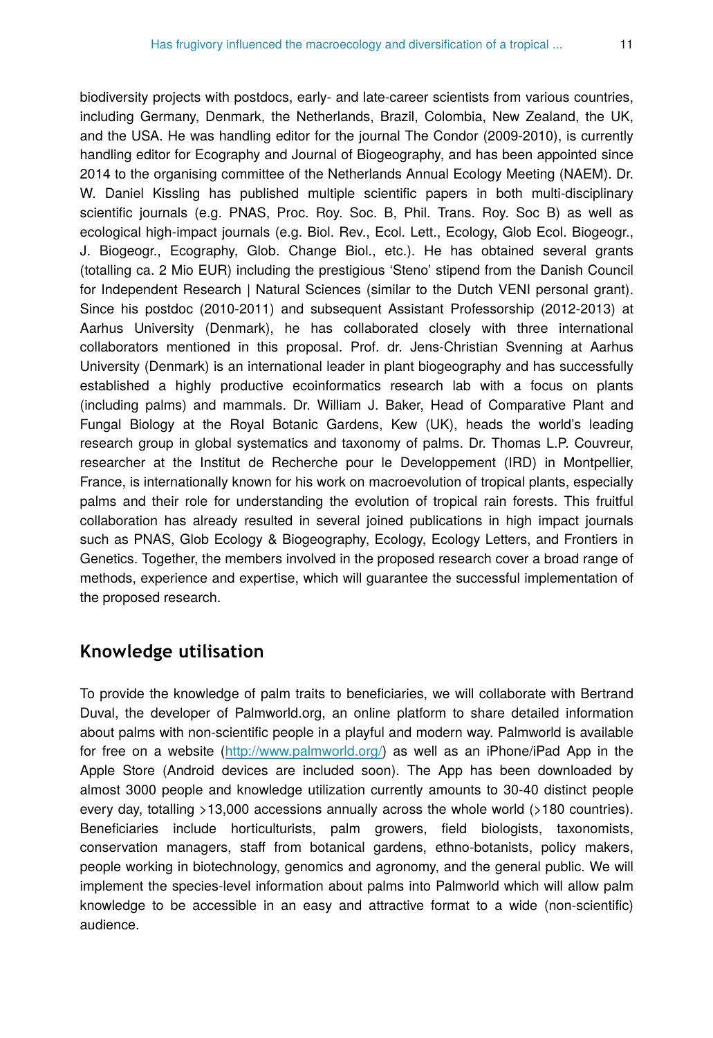biodiversity projects with postdocs, early- and late-career scientists from various countries, including Germany, Denmark, the Netherlands, Brazil, Colombia, New Zealand, the UK, and the USA. He was handling editor for the journal The Condor (2009-2010), is currently handling editor for Ecography and Journal of Biogeography, and has been appointed since 2014 to the organising committee of the Netherlands Annual Ecology Meeting (NAEM). Dr. W. Daniel Kissling has published multiple scientific papers in both multi-disciplinary scientific journals (e.g. PNAS, Proc. Roy. Soc. B, Phil. Trans. Roy. Soc B) as well as ecological high-impact journals (e.g. Biol. Rev., Ecol. Lett., Ecology, Glob Ecol. Biogeogr., J. Biogeogr., Ecography, Glob. Change Biol., etc.). He has obtained several grants (totalling ca. 2 Mio EUR) including the prestigious 'Steno' stipend from the Danish Council for Independent Research | Natural Sciences (similar to the Dutch VENI personal grant). Since his postdoc (2010-2011) and subsequent Assistant Professorship (2012-2013) at Aarhus University (Denmark), he has collaborated closely with three international collaborators mentioned in this proposal. Prof. dr. Jens-Christian Svenning at Aarhus University (Denmark) is an international leader in plant biogeography and has successfully established a highly productive ecoinformatics research lab with a focus on plants (including palms) and mammals. Dr. William J. Baker, Head of Comparative Plant and Fungal Biology at the Royal Botanic Gardens, Kew (UK), heads the world's leading research group in global systematics and taxonomy of palms. Dr. Thomas L.P. Couvreur, researcher at the Institut de Recherche pour le Developpement (IRD) in Montpellier, France, is internationally known for his work on macroevolution of tropical plants, especially palms and their role for understanding the evolution of tropical rain forests. This fruitful collaboration has already resulted in several joined publications in high impact journals such as PNAS, Glob Ecology & Biogeography, Ecology, Ecology Letters, and Frontiers in Genetics. Together, the members involved in the proposed research cover a broad range of methods, experience and expertise, which will guarantee the successful implementation of the proposed research.

## Knowledge utilisation

To provide the knowledge of palm traits to beneficiaries, we will collaborate with Bertrand Duval, the developer of Palmworld.org, an online platform to share detailed information about palms with non-scientific people in a playful and modern way. Palmworld is available for free on a website (http://www.palmworld.org/) as well as an iPhone/iPad App in the Apple Store (Android devices are included soon). The App has been downloaded by almost 3000 people and knowledge utilization currently amounts to 30-40 distinct people every day, totalling >13,000 accessions annually across the whole world (>180 countries). Beneficiaries include horticulturists, palm growers, field biologists, taxonomists, conservation managers, staff from botanical gardens, ethno-botanists, policy makers, people working in biotechnology, genomics and agronomy, and the general public. We will implement the species-level information about palms into Palmworld which will allow palm knowledge to be accessible in an easy and attractive format to a wide (non-scientific) audience.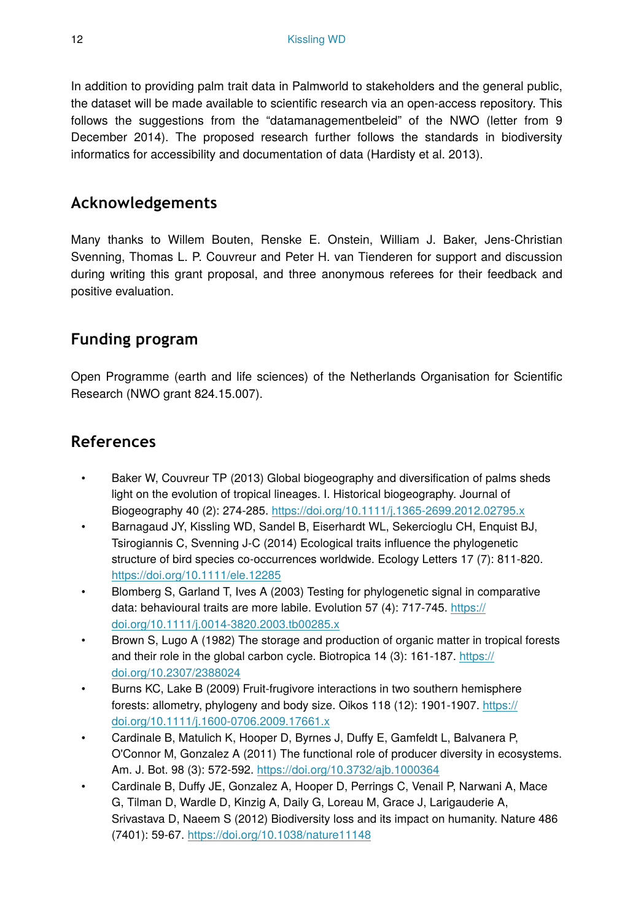In addition to providing palm trait data in Palmworld to stakeholders and the general public, the dataset will be made available to scientific research via an open-access repository. This follows the suggestions from the "datamanagementbeleid" of the NWO (letter from 9 December 2014). The proposed research further follows the standards in biodiversity informatics for accessibility and documentation of data (Hardisty et al. 2013).

## Acknowledgements

Many thanks to Willem Bouten, Renske E. Onstein, William J. Baker, Jens-Christian Svenning, Thomas L. P. Couvreur and Peter H. van Tienderen for support and discussion during writing this grant proposal, and three anonymous referees for their feedback and positive evaluation.

## Funding program

Open Programme (earth and life sciences) of the Netherlands Organisation for Scientific Research (NWO grant 824.15.007).

## References

- Baker W, Couvreur TP (2013) Global biogeography and diversification of palms sheds light on the evolution of tropical lineages. I. Historical biogeography. Journal of Biogeography 40 (2): 274-285. https://doi.org/10.1111/j.1365-2699.2012.02795.x
- Barnagaud JY, Kissling WD, Sandel B, Eiserhardt WL, Sekercioglu CH, Enquist BJ, Tsirogiannis C, Svenning J-C (2014) Ecological traits influence the phylogenetic structure of bird species co-occurrences worldwide. Ecology Letters 17 (7): 811-820. https://doi.org/10.1111/ele.12285
- Blomberg S, Garland T, Ives A (2003) Testing for phylogenetic signal in comparative data: behavioural traits are more labile. Evolution 57 (4): 717-745. https://doi.org/10.1111/j.0014-3820.2003.tb00285.x
- Brown S, Lugo A (1982) The storage and production of organic matter in tropical forests and their role in the global carbon cycle. Biotropica 14 (3): 161-187. https://doi.org/10.2307/2388024
- Burns KC, Lake B (2009) Fruit-frugivore interactions in two southern hemisphere forests: allometry, phylogeny and body size. Oikos 118 (12): 1901-1907. https://doi.org/10.1111/j.1600-0706.2009.17661.x
- Cardinale B, Matulich K, Hooper D, Byrnes J, Duffy E, Gamfeldt L, Balvanera P, O'Connor M, Gonzalez A (2011) The functional role of producer diversity in ecosystems. Am. J. Bot. 98 (3): 572-592. https://doi.org/10.3732/ajb.1000364
- Cardinale B, Duffy JE, Gonzalez A, Hooper D, Perrings C, Venail P, Narwani A, Mace G, Tilman D, Wardle D, Kinzig A, Daily G, Loreau M, Grace J, Larigauderie A, Srivastava D, Naeem S (2012) Biodiversity loss and its impact on humanity. Nature 486 (7401): 59-67. https://doi.org/10.1038/nature11148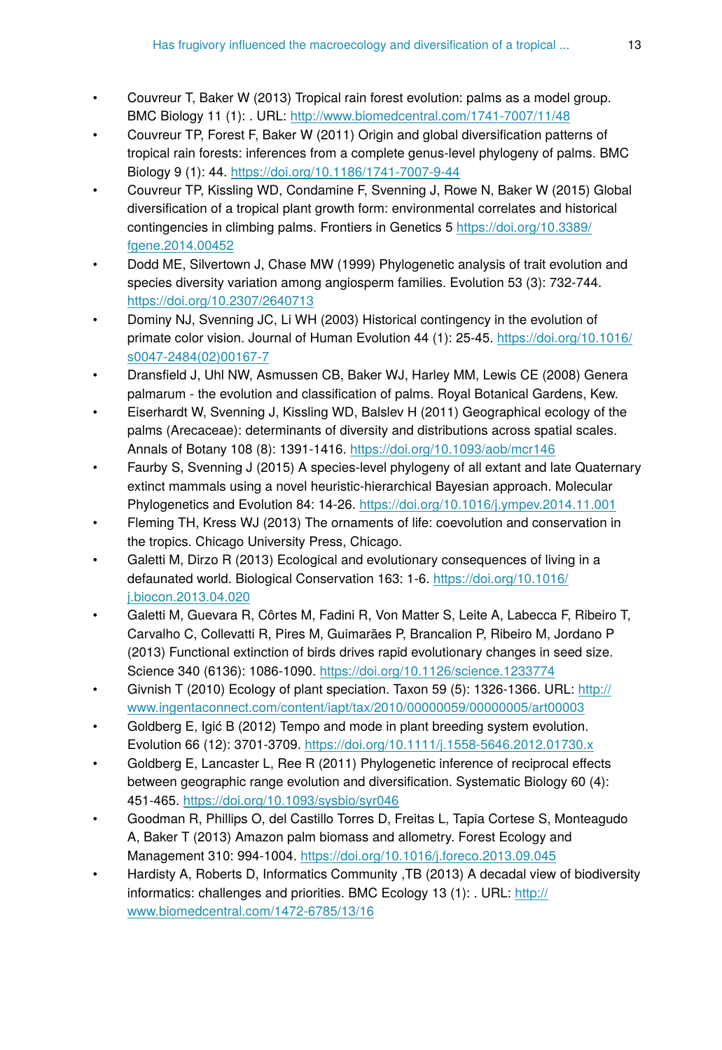- Couvreur T, Baker W (2013) Tropical rain forest evolution: palms as a model group. BMC Biology 11 (1): . URL: http://www.biomedcentral.com/1741-7007/11/48
- Couvreur TP, Forest F, Baker W (2011) Origin and global diversification patterns of tropical rain forests: inferences from a complete genus-level phylogeny of palms. BMC Biology 9 (1): 44. https://doi.org/10.1186/1741-7007-9-44
- Couvreur TP, Kissling WD, Condamine F, Svenning J, Rowe N, Baker W (2015) Global diversification of a tropical plant growth form: environmental correlates and historical contingencies in climbing palms. Frontiers in Genetics 5 https://doi.org/10.3389/fgene.2014.00452
- Dodd ME, Silvertown J, Chase MW (1999) Phylogenetic analysis of trait evolution and species diversity variation among angiosperm families. Evolution 53 (3): 732-744. https://doi.org/10.2307/2640713
- Dominy NJ, Svenning JC, Li WH (2003) Historical contingency in the evolution of primate color vision. Journal of Human Evolution 44 (1): 25-45. https://doi.org/10.1016/s0047-2484(02)00167-7
- Dransfield J, Uhl NW, Asmussen CB, Baker WJ, Harley MM, Lewis CE (2008) Genera palmarum - the evolution and classification of palms. Royal Botanical Gardens, Kew.
- Eiserhardt W, Svenning J, Kissling WD, Balslev H (2011) Geographical ecology of the palms (Arecaceae): determinants of diversity and distributions across spatial scales. Annals of Botany 108 (8): 1391-1416. https://doi.org/10.1093/aob/mcr146
- Faurby S, Svenning J (2015) A species-level phylogeny of all extant and late Quaternary extinct mammals using a novel heuristic-hierarchical Bayesian approach. Molecular Phylogenetics and Evolution 84: 14-26. https://doi.org/10.1016/j.ympev.2014.11.001
- Fleming TH, Kress WJ (2013) The ornaments of life: coevolution and conservation in the tropics. Chicago University Press, Chicago.
- Galetti M, Dirzo R (2013) Ecological and evolutionary consequences of living in a defaunated world. Biological Conservation 163: 1-6. https://doi.org/10.1016/j.biocon.2013.04.020
- Galetti M, Guevara R, Côrtes M, Fadini R, Von Matter S, Leite A, Labecca F, Ribeiro T, Carvalho C, Collevatti R, Pires M, Guimarães P, Brancalion P, Ribeiro M, Jordano P (2013) Functional extinction of birds drives rapid evolutionary changes in seed size. Science 340 (6136): 1086-1090. https://doi.org/10.1126/science.1233774
- Givnish T (2010) Ecology of plant speciation. Taxon 59 (5): 1326-1366. URL: http://www.ingentaconnect.com/content/iapt/tax/2010/00000059/00000005/art00003
- Goldberg E, Igić B (2012) Tempo and mode in plant breeding system evolution. Evolution 66 (12): 3701-3709. https://doi.org/10.1111/j.1558-5646.2012.01730.x
- Goldberg E, Lancaster L, Ree R (2011) Phylogenetic inference of reciprocal effects between geographic range evolution and diversification. Systematic Biology 60 (4): 451-465. https://doi.org/10.1093/sysbio/syr046
- Goodman R, Phillips O, del Castillo Torres D, Freitas L, Tapia Cortese S, Monteagudo A, Baker T (2013) Amazon palm biomass and allometry. Forest Ecology and Management 310: 994-1004. https://doi.org/10.1016/j.foreco.2013.09.045
- Hardisty A, Roberts D, Informatics Community ,TB (2013) A decadal view of biodiversity informatics: challenges and priorities. BMC Ecology 13 (1): . URL: http://www.biomedcentral.com/1472-6785/13/16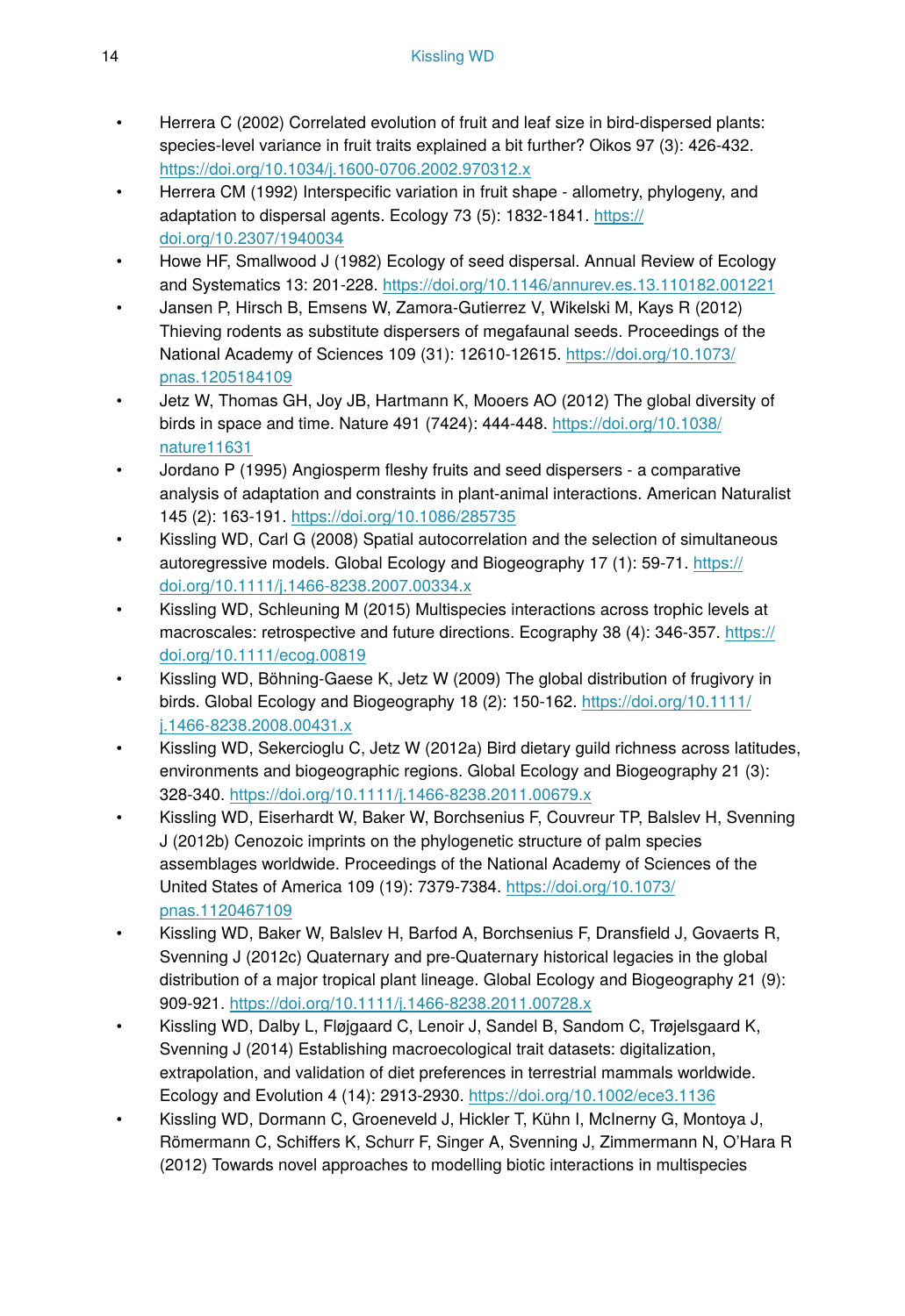- Herrera C (2002) Correlated evolution of fruit and leaf size in bird-dispersed plants: species-level variance in fruit traits explained a bit further? Oikos 97 (3): 426-432. https://doi.org/10.1034/j.1600-0706.2002.970312.x
- Herrera CM (1992) Interspecific variation in fruit shape - allometry, phylogeny, and adaptation to dispersal agents. Ecology 73 (5): 1832-1841. https://doi.org/10.2307/1940034
- Howe HF, Smallwood J (1982) Ecology of seed dispersal. Annual Review of Ecology and Systematics 13: 201-228. https://doi.org/10.1146/annurev.es.13.110182.001221
- Jansen P, Hirsch B, Emsens W, Zamora-Gutierrez V, Wikelski M, Kays R (2012) Thieving rodents as substitute dispersers of megafaunal seeds. Proceedings of the National Academy of Sciences 109 (31): 12610-12615. https://doi.org/10.1073/pnas.1205184109
- Jetz W, Thomas GH, Joy JB, Hartmann K, Mooers AO (2012) The global diversity of birds in space and time. Nature 491 (7424): 444-448. https://doi.org/10.1038/nature11631
- Jordano P (1995) Angiosperm fleshy fruits and seed dispersers - a comparative analysis of adaptation and constraints in plant-animal interactions. American Naturalist 145 (2): 163-191. https://doi.org/10.1086/285735
- Kissling WD, Carl G (2008) Spatial autocorrelation and the selection of simultaneous autoregressive models. Global Ecology and Biogeography 17 (1): 59-71. https://doi.org/10.1111/j.1466-8238.2007.00334.x
- Kissling WD, Schleuning M (2015) Multispecies interactions across trophic levels at macroscales: retrospective and future directions. Ecography 38 (4): 346-357. https://doi.org/10.1111/ecog.00819
- Kissling WD, Böhning-Gaese K, Jetz W (2009) The global distribution of frugivory in birds. Global Ecology and Biogeography 18 (2): 150-162. https://doi.org/10.1111/j.1466-8238.2008.00431.x
- Kissling WD, Sekercioglu C, Jetz W (2012a) Bird dietary guild richness across latitudes, environments and biogeographic regions. Global Ecology and Biogeography 21 (3): 328-340. https://doi.org/10.1111/j.1466-8238.2011.00679.x
- Kissling WD, Eiserhardt W, Baker W, Borchsenius F, Couvreur TP, Balslev H, Svenning J (2012b) Cenozoic imprints on the phylogenetic structure of palm species assemblages worldwide. Proceedings of the National Academy of Sciences of the United States of America 109 (19): 7379-7384. https://doi.org/10.1073/pnas.1120467109
- Kissling WD, Baker W, Balslev H, Barfod A, Borchsenius F, Dransfield J, Govaerts R, Svenning J (2012c) Quaternary and pre-Quaternary historical legacies in the global distribution of a major tropical plant lineage. Global Ecology and Biogeography 21 (9): 909-921. https://doi.org/10.1111/j.1466-8238.2011.00728.x
- Kissling WD, Dalby L, Fløjgaard C, Lenoir J, Sandel B, Sandom C, Trøjelsgaard K, Svenning J (2014) Establishing macroecological trait datasets: digitalization, extrapolation, and validation of diet preferences in terrestrial mammals worldwide. Ecology and Evolution 4 (14): 2913-2930. https://doi.org/10.1002/ece3.1136
- Kissling WD, Dormann C, Groeneveld J, Hickler T, Kühn I, McInerny G, Montoya J, Römermann C, Schiffers K, Schurr F, Singer A, Svenning J, Zimmermann N, O'Hara R (2012) Towards novel approaches to modelling biotic interactions in multispecies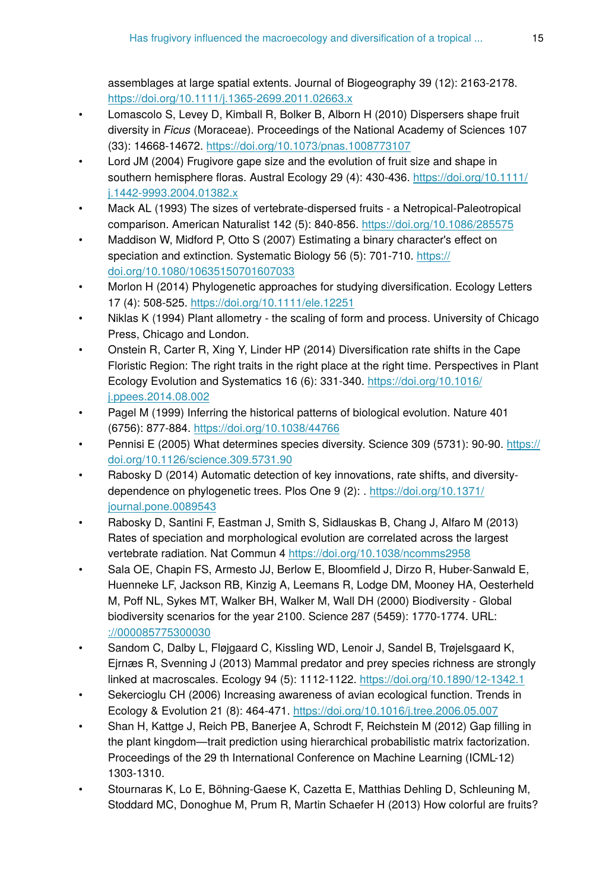assemblages at large spatial extents. Journal of Biogeography 39 (12): 2163-2178. https://doi.org/10.1111/j.1365-2699.2011.02663.x

- Lomascolo S, Levey D, Kimball R, Bolker B, Alborn H (2010) Dispersers shape fruit diversity in *Ficus* (Moraceae). Proceedings of the National Academy of Sciences 107 (33): 14668-14672. https://doi.org/10.1073/pnas.1008773107
- Lord JM (2004) Frugivore gape size and the evolution of fruit size and shape in southern hemisphere floras. Austral Ecology 29 (4): 430-436. https://doi.org/10.1111/j.1442-9993.2004.01382.x
- Mack AL (1993) The sizes of vertebrate-dispersed fruits - a Netropical-Paleotropical comparison. American Naturalist 142 (5): 840-856. https://doi.org/10.1086/285575
- Maddison W, Midford P, Otto S (2007) Estimating a binary character's effect on speciation and extinction. Systematic Biology 56 (5): 701-710. https://doi.org/10.1080/10635150701607033
- Morlon H (2014) Phylogenetic approaches for studying diversification. Ecology Letters 17 (4): 508-525. https://doi.org/10.1111/ele.12251
- Niklas K (1994) Plant allometry - the scaling of form and process. University of Chicago Press, Chicago and London.
- Onstein R, Carter R, Xing Y, Linder HP (2014) Diversification rate shifts in the Cape Floristic Region: The right traits in the right place at the right time. Perspectives in Plant Ecology Evolution and Systematics 16 (6): 331-340. https://doi.org/10.1016/j.ppees.2014.08.002
- Pagel M (1999) Inferring the historical patterns of biological evolution. Nature 401 (6756): 877-884. https://doi.org/10.1038/44766
- Pennisi E (2005) What determines species diversity. Science 309 (5731): 90-90. https://doi.org/10.1126/science.309.5731.90
- Rabosky D (2014) Automatic detection of key innovations, rate shifts, and diversity-dependence on phylogenetic trees. Plos One 9 (2): . https://doi.org/10.1371/journal.pone.0089543
- Rabosky D, Santini F, Eastman J, Smith S, Sidlauskas B, Chang J, Alfaro M (2013) Rates of speciation and morphological evolution are correlated across the largest vertebrate radiation. Nat Commun 4 https://doi.org/10.1038/ncomms2958
- Sala OE, Chapin FS, Armesto JJ, Berlow E, Bloomfield J, Dirzo R, Huber-Sanwald E, Huenneke LF, Jackson RB, Kinzig A, Leemans R, Lodge DM, Mooney HA, Oesterheld M, Poff NL, Sykes MT, Walker BH, Walker M, Wall DH (2000) Biodiversity - Global biodiversity scenarios for the year 2100. Science 287 (5459): 1770-1774. URL: ://000085775300030
- Sandom C, Dalby L, Fløjgaard C, Kissling WD, Lenoir J, Sandel B, Trøjelsgaard K, Ejrnæs R, Svenning J (2013) Mammal predator and prey species richness are strongly linked at macroscales. Ecology 94 (5): 1112-1122. https://doi.org/10.1890/12-1342.1
- Sekercioglu CH (2006) Increasing awareness of avian ecological function. Trends in Ecology & Evolution 21 (8): 464-471. https://doi.org/10.1016/j.tree.2006.05.007
- Shan H, Kattge J, Reich PB, Banerjee A, Schrodt F, Reichstein M (2012) Gap filling in the plant kingdom—trait prediction using hierarchical probabilistic matrix factorization. Proceedings of the 29 th International Conference on Machine Learning (ICML-12) 1303-1310.
- Stournaras K, Lo E, Böhning-Gaese K, Cazetta E, Matthias Dehling D, Schleuning M, Stoddard MC, Donoghue M, Prum R, Martin Schaefer H (2013) How colorful are fruits?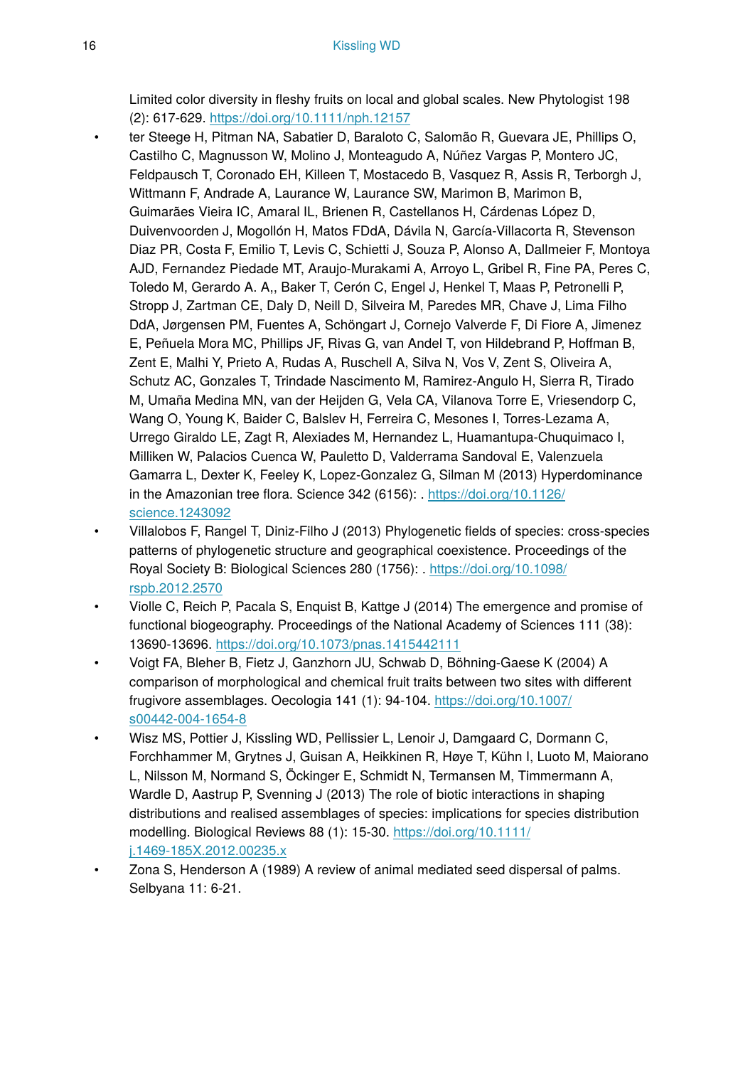Limited color diversity in fleshy fruits on local and global scales. New Phytologist 198 (2): 617-629. https://doi.org/10.1111/nph.12157

- ter Steege H, Pitman NA, Sabatier D, Baraloto C, Salomão R, Guevara JE, Phillips O, Castilho C, Magnusson W, Molino J, Monteagudo A, Núñez Vargas P, Montero JC, Feldpausch T, Coronado EH, Killeen T, Mostacedo B, Vasquez R, Assis R, Terborgh J, Wittmann F, Andrade A, Laurance W, Laurance SW, Marimon B, Marimon B, Guimarães Vieira IC, Amaral IL, Brienen R, Castellanos H, Cárdenas López D, Duivenvoorden J, Mogollón H, Matos FDdA, Dávila N, García-Villacorta R, Stevenson Diaz PR, Costa F, Emilio T, Levis C, Schietti J, Souza P, Alonso A, Dallmeier F, Montoya AJD, Fernandez Piedade MT, Araujo-Murakami A, Arroyo L, Gribel R, Fine PA, Peres C, Toledo M, Gerardo A. A,, Baker T, Cerón C, Engel J, Henkel T, Maas P, Petronelli P, Stropp J, Zartman CE, Daly D, Neill D, Silveira M, Paredes MR, Chave J, Lima Filho DdA, Jørgensen PM, Fuentes A, Schöngart J, Cornejo Valverde F, Di Fiore A, Jimenez E, Peñuela Mora MC, Phillips JF, Rivas G, van Andel T, von Hildebrand P, Hoffman B, Zent E, Malhi Y, Prieto A, Rudas A, Ruschell A, Silva N, Vos V, Zent S, Oliveira A, Schutz AC, Gonzales T, Trindade Nascimento M, Ramirez-Angulo H, Sierra R, Tirado M, Umaña Medina MN, van der Heijden G, Vela CA, Vilanova Torre E, Vriesendorp C, Wang O, Young K, Baider C, Balslev H, Ferreira C, Mesones I, Torres-Lezama A, Urrego Giraldo LE, Zagt R, Alexiades M, Hernandez L, Huamantupa-Chuquimaco I, Milliken W, Palacios Cuenca W, Pauletto D, Valderrama Sandoval E, Valenzuela Gamarra L, Dexter K, Feeley K, Lopez-Gonzalez G, Silman M (2013) Hyperdominance in the Amazonian tree flora. Science 342 (6156): . https://doi.org/10.1126/science.1243092
- Villalobos F, Rangel T, Diniz-Filho J (2013) Phylogenetic fields of species: cross-species patterns of phylogenetic structure and geographical coexistence. Proceedings of the Royal Society B: Biological Sciences 280 (1756): . https://doi.org/10.1098/rspb.2012.2570
- Violle C, Reich P, Pacala S, Enquist B, Kattge J (2014) The emergence and promise of functional biogeography. Proceedings of the National Academy of Sciences 111 (38): 13690-13696. https://doi.org/10.1073/pnas.1415442111
- Voigt FA, Bleher B, Fietz J, Ganzhorn JU, Schwab D, Böhning-Gaese K (2004) A comparison of morphological and chemical fruit traits between two sites with different frugivore assemblages. Oecologia 141 (1): 94-104. https://doi.org/10.1007/s00442-004-1654-8
- Wisz MS, Pottier J, Kissling WD, Pellissier L, Lenoir J, Damgaard C, Dormann C, Forchhammer M, Grytnes J, Guisan A, Heikkinen R, Høye T, Kühn I, Luoto M, Maiorano L, Nilsson M, Normand S, Öckinger E, Schmidt N, Termansen M, Timmermann A, Wardle D, Aastrup P, Svenning J (2013) The role of biotic interactions in shaping distributions and realised assemblages of species: implications for species distribution modelling. Biological Reviews 88 (1): 15-30. https://doi.org/10.1111/j.1469-185X.2012.00235.x
- Zona S, Henderson A (1989) A review of animal mediated seed dispersal of palms. Selbyana 11: 6-21.